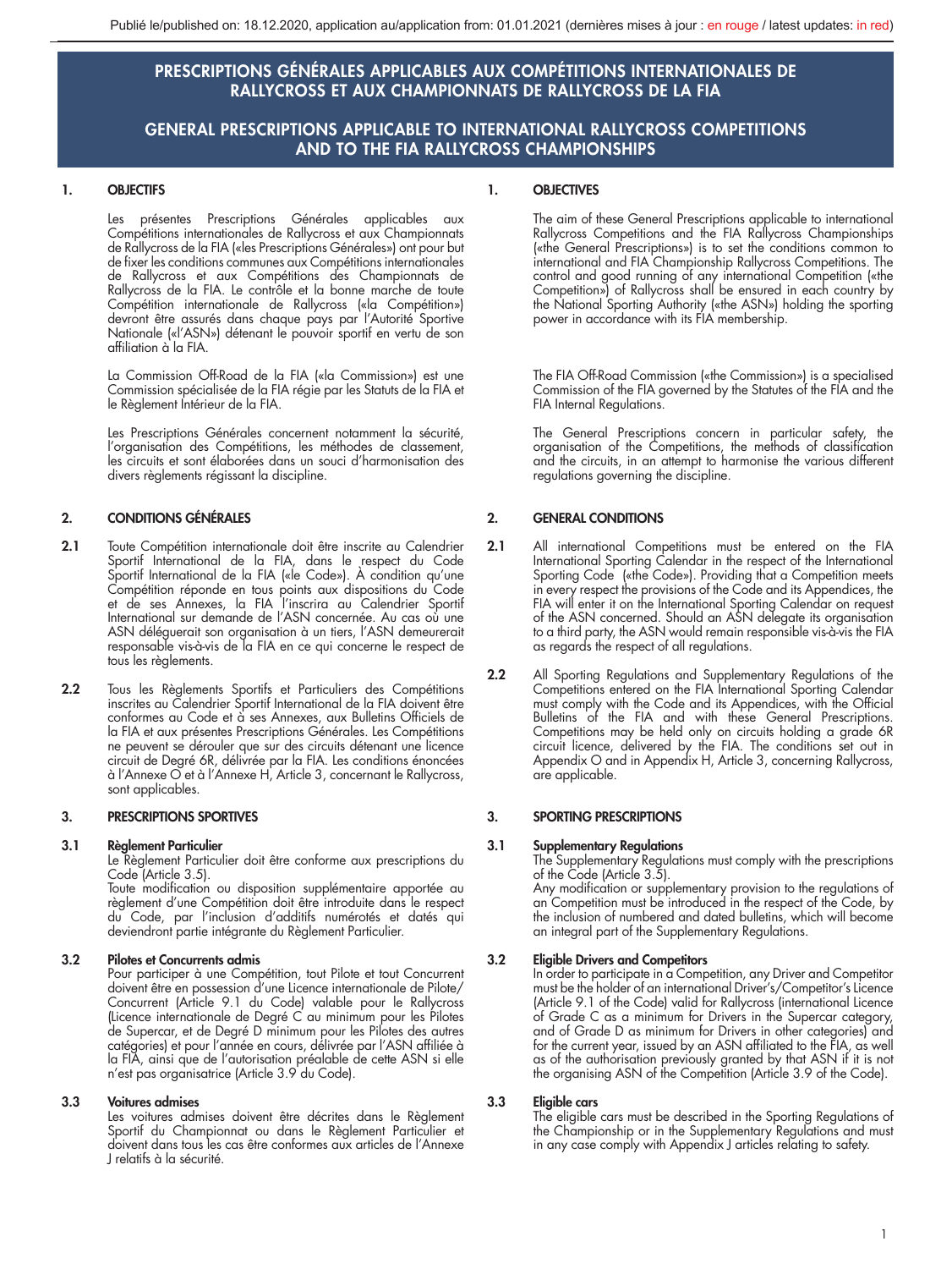Publié le/published on: 18.12.2020, application au/application from: 01.01.2021 (dernières mises à jour : en rouge / latest updates: in red)

# PRESCRIPTIONS GÉNÉRALES APPLICABLES AUX COMPÉTITIONS INTERNATIONALES DE RALLYCROSS ET AUX CHAMPIONNATS DE RALLYCROSS DE LA FIA

## 1. OBJECTIFS

Les présentes Prescriptions Générales applicables aux Compétitions internationales de Rallycross et aux Championnats de Rallycross de la FIA («les Prescriptions Générales») ont pour but de fixer les conditions communes aux Compétitions internationales de Rallycross et aux Compétitions des Championnats de Rallycross de la FIA. Le contrôle et la bonne marche de toute Compétition internationale de Rallycross («la Compétition») devront être assurés dans chaque pays par l'Autorité Sportive Nationale («l'ASN») détenant le pouvoir sportif en vertu de son affiliation à la FIA.

La Commission Off-Road de la FIA («la Commission») est une Commission spécialisée de la FIA régie par les Statuts de la FIA et le Règlement Intérieur de la FIA.

Les Prescriptions Générales concernent notamment la sécurité, l'organisation des Compétitions, les méthodes de classement, les circuits et sont élaborées dans un souci d'harmonisation des divers règlements régissant la discipline.

## 2. CONDITIONS GÉNÉRALES

**2.1** Toute Compétition internationale doit être inscrite au Calendrier Sportif International de la FIA, dans le respect du Code Sportif International de la FIA («le Code»). À condition qu'une Compétition réponde en tous points aux dispositions du Code et de ses Annexes, la FIA l'inscrira au Calendrier Sportif International sur demande de l'ASN concernée. Au cas où une ASN déléguerait son organisation à un tiers, l'ASN demeurerait responsable vis-à-vis de la FIA en ce qui concerne le respect de tous les règlements.

**2.2** Tous les Règlements Sportifs et Particuliers des Compétitions inscrites au Calendrier Sportif International de la FIA doivent être conformes au Code et à ses Annexes, aux Bulletins Officiels de la FIA et aux présentes Prescriptions Générales. Les Compétitions ne peuvent se dérouler que sur des circuits détenant une licence circuit de Degré 6R, délivrée par la FIA. Les conditions énoncées à l'Annexe O et à l'Annexe H, Article 3, concernant le Rallycross, sont applicables.

## 3. PRESCRIPTIONS SPORTIVES

### 3.1 Règlement Particulier

Le Règlement Particulier doit être conforme aux prescriptions du Code (Article 3.5).
Toute modification ou disposition supplémentaire apportée au règlement d'une Compétition doit être introduite dans le respect du Code, par l'inclusion d'additifs numérotés et datés qui deviendront partie intégrante du Règlement Particulier.

### 3.2 Pilotes et Concurrents admis

Pour participer à une Compétition, tout Pilote et tout Concurrent doivent être en possession d'une Licence internationale de Pilote/Concurrent (Article 9.1 du Code) valable pour le Rallycross (Licence internationale de Degré C au minimum pour les Pilotes de Supercar, et de Degré D minimum pour les Pilotes des autres catégories) et pour l'année en cours, délivrée par l'ASN affiliée à la FIA, ainsi que de l'autorisation préalable de cette ASN si elle n'est pas organisatrice (Article 3.9 du Code).

### 3.3 Voitures admises

Les voitures admises doivent être décrites dans le Règlement Sportif du Championnat ou dans le Règlement Particulier et doivent dans tous les cas être conformes aux articles de l'Annexe J relatifs à la sécurité.

# GENERAL PRESCRIPTIONS APPLICABLE TO INTERNATIONAL RALLYCROSS COMPETITIONS AND TO THE FIA RALLYCROSS CHAMPIONSHIPS

## 1. OBJECTIVES

The aim of these General Prescriptions applicable to international Rallycross Competitions and the FIA Rallycross Championships («the General Prescriptions») is to set the conditions common to international and FIA Championship Rallycross Competitions. The control and good running of any international Competition («the Competition») of Rallycross shall be ensured in each country by the National Sporting Authority («the ASN») holding the sporting power in accordance with its FIA membership.

The FIA Off-Road Commission («the Commission») is a specialised Commission of the FIA governed by the Statutes of the FIA and the FIA Internal Regulations.

The General Prescriptions concern in particular safety, the organisation of the Competitions, the methods of classification and the circuits, in an attempt to harmonise the various different regulations governing the discipline.

## 2. GENERAL CONDITIONS

**2.1** All international Competitions must be entered on the FIA International Sporting Calendar in the respect of the International Sporting Code («the Code»). Providing that a Competition meets in every respect the provisions of the Code and its Appendices, the FIA will enter it on the International Sporting Calendar on request of the ASN concerned. Should an ASN delegate its organisation to a third party, the ASN would remain responsible vis-à-vis the FIA as regards the respect of all regulations.

**2.2** All Sporting Regulations and Supplementary Regulations of the Competitions entered on the FIA International Sporting Calendar must comply with the Code and its Appendices, with the Official Bulletins of the FIA and with these General Prescriptions. Competitions may be held only on circuits holding a grade 6R circuit licence, delivered by the FIA. The conditions set out in Appendix O and in Appendix H, Article 3, concerning Rallycross, are applicable.

## 3. SPORTING PRESCRIPTIONS

### 3.1 Supplementary Regulations

The Supplementary Regulations must comply with the prescriptions of the Code (Article 3.5).
Any modification or supplementary provision to the regulations of an Competition must be introduced in the respect of the Code, by the inclusion of numbered and dated bulletins, which will become an integral part of the Supplementary Regulations.

### 3.2 Eligible Drivers and Competitors

In order to participate in a Competition, any Driver and Competitor must be the holder of an international Driver's/Competitor's Licence (Article 9.1 of the Code) valid for Rallycross (international Licence of Grade C as a minimum for Drivers in the Supercar category, and of Grade D as minimum for Drivers in other categories) and for the current year, issued by an ASN affiliated to the FIA, as well as of the authorisation previously granted by that ASN if it is not the organising ASN of the Competition (Article 3.9 of the Code).

### 3.3 Eligible cars

The eligible cars must be described in the Sporting Regulations of the Championship or in the Supplementary Regulations and must in any case comply with Appendix J articles relating to safety.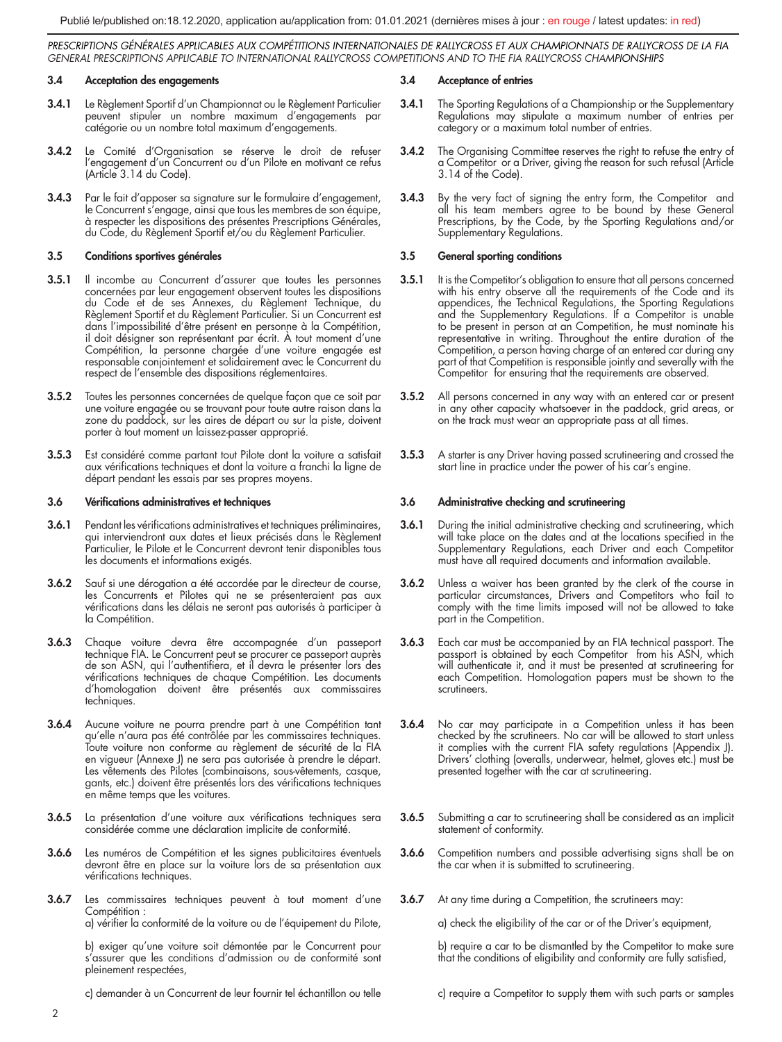### 3.4 Acceptation des engagements

**3.4.1** Le Règlement Sportif d'un Championnat ou le Règlement Particulier peuvent stipuler un nombre maximum d'engagements par catégorie ou un nombre total maximum d'engagements.

**3.4.2** Le Comité d'Organisation se réserve le droit de refuser l'engagement d'un Concurrent ou d'un Pilote en motivant ce refus (Article 3.14 du Code).

**3.4.3** Par le fait d'apposer sa signature sur le formulaire d'engagement, le Concurrent s'engage, ainsi que tous les membres de son équipe, à respecter les dispositions des présentes Prescriptions Générales, du Code, du Règlement Sportif et/ou du Règlement Particulier.

### 3.5 Conditions sportives générales

**3.5.1** Il incombe au Concurrent d'assurer que toutes les personnes concernées par leur engagement observent toutes les dispositions du Code et de ses Annexes, du Règlement Technique, du Règlement Sportif et du Règlement Particulier. Si un Concurrent est dans l'impossibilité d'être présent en personne à la Compétition, il doit désigner son représentant par écrit. À tout moment d'une Compétition, la personne chargée d'une voiture engagée est responsable conjointement et solidairement avec le Concurrent du respect de l'ensemble des dispositions réglementaires.

**3.5.2** Toutes les personnes concernées de quelque façon que ce soit par une voiture engagée ou se trouvant pour toute autre raison dans la zone du paddock, sur les aires de départ ou sur la piste, doivent porter à tout moment un laissez-passer approprié.

**3.5.3** Est considéré comme partant tout Pilote dont la voiture a satisfait aux vérifications techniques et dont la voiture a franchi la ligne de départ pendant les essais par ses propres moyens.

### 3.6 Vérifications administratives et techniques

**3.6.1** Pendant les vérifications administratives et techniques préliminaires, qui interviendront aux dates et lieux précisés dans le Règlement Particulier, le Pilote et le Concurrent devront tenir disponibles tous les documents et informations exigés.

**3.6.2** Sauf si une dérogation a été accordée par le directeur de course, les Concurrents et Pilotes qui ne se présenteraient pas aux vérifications dans les délais ne seront pas autorisés à participer à la Compétition.

**3.6.3** Chaque voiture devra être accompagnée d'un passeport technique FIA. Le Concurrent peut se procurer ce passeport auprès de son ASN, qui l'authentifiera, et il devra le présenter lors des vérifications techniques de chaque Compétition. Les documents d'homologation doivent être présentés aux commissaires techniques.

**3.6.4** Aucune voiture ne pourra prendre part à une Compétition tant qu'elle n'aura pas été contrôlée par les commissaires techniques. Toute voiture non conforme au règlement de sécurité de la FIA en vigueur (Annexe J) ne sera pas autorisée à prendre le départ. Les vêtements des Pilotes (combinaisons, sous-vêtements, casque, gants, etc.) doivent être présentés lors des vérifications techniques en même temps que les voitures.

**3.6.5** La présentation d'une voiture aux vérifications techniques sera considérée comme une déclaration implicite de conformité.

**3.6.6** Les numéros de Compétition et les signes publicitaires éventuels devront être en place sur la voiture lors de sa présentation aux vérifications techniques.

**3.6.7** Les commissaires techniques peuvent à tout moment d'une Compétition :

a) vérifier la conformité de la voiture ou de l'équipement du Pilote,

b) exiger qu'une voiture soit démontée par le Concurrent pour s'assurer que les conditions d'admission ou de conformité sont pleinement respectées,

c) demander à un Concurrent de leur fournir tel échantillon ou telle

### 3.4 Acceptance of entries

**3.4.1** The Sporting Regulations of a Championship or the Supplementary Regulations may stipulate a maximum number of entries per category or a maximum total number of entries.

**3.4.2** The Organising Committee reserves the right to refuse the entry of a Competitor or a Driver, giving the reason for such refusal (Article 3.14 of the Code).

**3.4.3** By the very fact of signing the entry form, the Competitor and all his team members agree to be bound by these General Prescriptions, by the Code, by the Sporting Regulations and/or Supplementary Regulations.

### 3.5 General sporting conditions

**3.5.1** It is the Competitor's obligation to ensure that all persons concerned with his entry observe all the requirements of the Code and its appendices, the Technical Regulations, the Sporting Regulations and the Supplementary Regulations. If a Competitor is unable to be present in person at an Competition, he must nominate his representative in writing. Throughout the entire duration of the Competition, a person having charge of an entered car during any part of that Competition is responsible jointly and severally with the Competitor for ensuring that the requirements are observed.

**3.5.2** All persons concerned in any way with an entered car or present in any other capacity whatsoever in the paddock, grid areas, or on the track must wear an appropriate pass at all times.

**3.5.3** A starter is any Driver having passed scrutineering and crossed the start line in practice under the power of his car's engine.

### 3.6 Administrative checking and scrutineering

**3.6.1** During the initial administrative checking and scrutineering, which will take place on the dates and at the locations specified in the Supplementary Regulations, each Driver and each Competitor must have all required documents and information available.

**3.6.2** Unless a waiver has been granted by the clerk of the course in particular circumstances, Drivers and Competitors who fail to comply with the time limits imposed will not be allowed to take part in the Competition.

**3.6.3** Each car must be accompanied by an FIA technical passport. The passport is obtained by each Competitor from his ASN, which will authenticate it, and it must be presented at scrutineering for each Competition. Homologation papers must be shown to the scrutineers.

**3.6.4** No car may participate in a Competition unless it has been checked by the scrutineers. No car will be allowed to start unless it complies with the current FIA safety regulations (Appendix J). Drivers' clothing (overalls, underwear, helmet, gloves etc.) must be presented together with the car at scrutineering.

**3.6.5** Submitting a car to scrutineering shall be considered as an implicit statement of conformity.

**3.6.6** Competition numbers and possible advertising signs shall be on the car when it is submitted to scrutineering.

**3.6.7** At any time during a Competition, the scrutineers may:

a) check the eligibility of the car or of the Driver's equipment,

b) require a car to be dismantled by the Competitor to make sure that the conditions of eligibility and conformity are fully satisfied,

c) require a Competitor to supply them with such parts or samples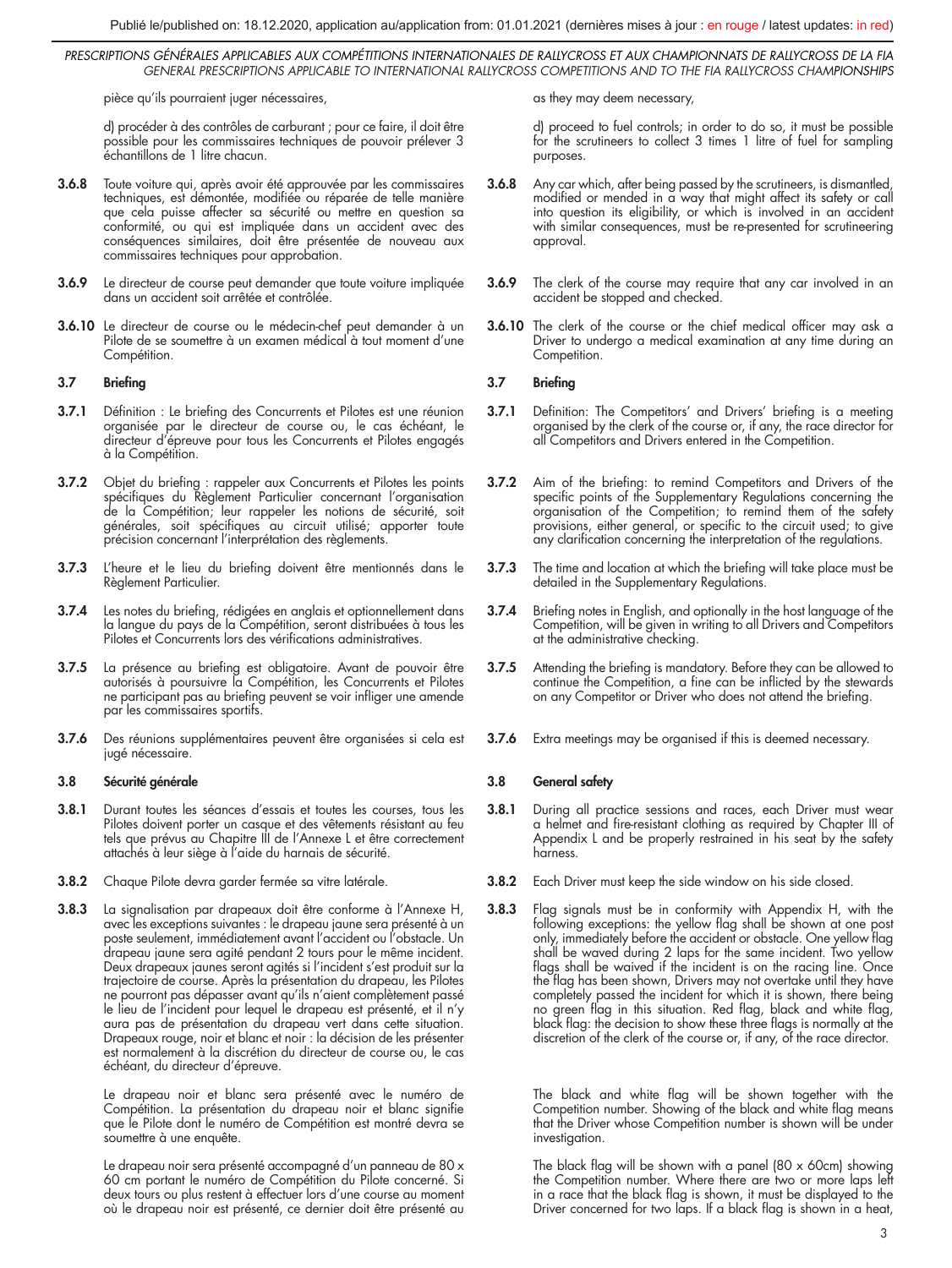pièce qu'ils pourraient juger nécessaires,

d) procéder à des contrôles de carburant ; pour ce faire, il doit être possible pour les commissaires techniques de pouvoir prélever 3 échantillons de 1 litre chacun.

**3.6.8** Toute voiture qui, après avoir été approuvée par les commissaires techniques, est démontée, modifiée ou réparée de telle manière que cela puisse affecter sa sécurité ou mettre en question sa conformité, ou qui est impliquée dans un accident avec des conséquences similaires, doit être présentée de nouveau aux commissaires techniques pour approbation.

**3.6.9** Le directeur de course peut demander que toute voiture impliquée dans un accident soit arrêtée et contrôlée.

**3.6.10** Le directeur de course ou le médecin-chef peut demander à un Pilote de se soumettre à un examen médical à tout moment d'une Compétition.

### 3.7 Briefing

**3.7.1** Définition : Le briefing des Concurrents et Pilotes est une réunion organisée par le directeur de course ou, le cas échéant, le directeur d'épreuve pour tous les Concurrents et Pilotes engagés à la Compétition.

**3.7.2** Objet du briefing : rappeler aux Concurrents et Pilotes les points spécifiques du Règlement Particulier concernant l'organisation de la Compétition; leur rappeler les notions de sécurité, soit générales, soit spécifiques au circuit utilisé; apporter toute précision concernant l'interprétation des règlements.

**3.7.3** L'heure et le lieu du briefing doivent être mentionnés dans le Règlement Particulier.

**3.7.4** Les notes du briefing, rédigées en anglais et optionnellement dans la langue du pays de la Compétition, seront distribuées à tous les Pilotes et Concurrents lors des vérifications administratives.

**3.7.5** La présence au briefing est obligatoire. Avant de pouvoir être autorisés à poursuivre la Compétition, les Concurrents et Pilotes ne participant pas au briefing peuvent se voir infliger une amende par les commissaires sportifs.

**3.7.6** Des réunions supplémentaires peuvent être organisées si cela est jugé nécessaire.

### 3.8 Sécurité générale

**3.8.1** Durant toutes les séances d'essais et toutes les courses, tous les Pilotes doivent porter un casque et des vêtements résistant au feu tels que prévus au Chapitre III de l'Annexe L et être correctement attachés à leur siège à l'aide du harnais de sécurité.

**3.8.2** Chaque Pilote devra garder fermée sa vitre latérale.

**3.8.3** La signalisation par drapeaux doit être conforme à l'Annexe H, avec les exceptions suivantes : le drapeau jaune sera présenté à un poste seulement, immédiatement avant l'accident ou l'obstacle. Un drapeau jaune sera agité pendant 2 tours pour le même incident. Deux drapeaux jaunes seront agités si l'incident s'est produit sur la trajectoire de course. Après la présentation du drapeau, les Pilotes ne pourront pas dépasser avant qu'ils n'aient complètement passé le lieu de l'incident pour lequel le drapeau est présenté, et il n'y aura pas de présentation du drapeau vert dans cette situation. Drapeaux rouge, noir et blanc et noir : la décision de les présenter est normalement à la discrétion du directeur de course ou, le cas échéant, du directeur d'épreuve.

Le drapeau noir et blanc sera présenté avec le numéro de Compétition. La présentation du drapeau noir et blanc signifie que le Pilote dont le numéro de Compétition est montré devra se soumettre à une enquête.

Le drapeau noir sera présenté accompagné d'un panneau de 80 x 60 cm portant le numéro de Compétition du Pilote concerné. Si deux tours ou plus restent à effectuer lors d'une course au moment où le drapeau noir est présenté, ce dernier doit être présenté au

---

as they may deem necessary,

d) proceed to fuel controls; in order to do so, it must be possible for the scrutineers to collect 3 times 1 litre of fuel for sampling purposes.

**3.6.8** Any car which, after being passed by the scrutineers, is dismantled, modified or mended in a way that might affect its safety or call into question its eligibility, or which is involved in an accident with similar consequences, must be re-presented for scrutineering approval.

**3.6.9** The clerk of the course may require that any car involved in an accident be stopped and checked.

**3.6.10** The clerk of the course or the chief medical officer may ask a Driver to undergo a medical examination at any time during an Competition.

### 3.7 Briefing

**3.7.1** Definition: The Competitors' and Drivers' briefing is a meeting organised by the clerk of the course or, if any, the race director for all Competitors and Drivers entered in the Competition.

**3.7.2** Aim of the briefing: to remind Competitors and Drivers of the specific points of the Supplementary Regulations concerning the organisation of the Competition; to remind them of the safety provisions, either general, or specific to the circuit used; to give any clarification concerning the interpretation of the regulations.

**3.7.3** The time and location at which the briefing will take place must be detailed in the Supplementary Regulations.

**3.7.4** Briefing notes in English, and optionally in the host language of the Competition, will be given in writing to all Drivers and Competitors at the administrative checking.

**3.7.5** Attending the briefing is mandatory. Before they can be allowed to continue the Competition, a fine can be inflicted by the stewards on any Competitor or Driver who does not attend the briefing.

**3.7.6** Extra meetings may be organised if this is deemed necessary.

### 3.8 General safety

**3.8.1** During all practice sessions and races, each Driver must wear a helmet and fire-resistant clothing as required by Chapter III of Appendix L and be properly restrained in his seat by the safety harness.

**3.8.2** Each Driver must keep the side window on his side closed.

**3.8.3** Flag signals must be in conformity with Appendix H, with the following exceptions: the yellow flag shall be shown at one post only, immediately before the accident or obstacle. One yellow flag shall be waved during 2 laps for the same incident. Two yellow flags shall be waived if the incident is on the racing line. Once the flag has been shown, Drivers may not overtake until they have completely passed the incident for which it is shown, there being no green flag in this situation. Red flag, black and white flag, black flag: the decision to show these three flags is normally at the discretion of the clerk of the course or, if any, of the race director.

The black and white flag will be shown together with the Competition number. Showing of the black and white flag means that the Driver whose Competition number is shown will be under investigation.

The black flag will be shown with a panel (80 x 60cm) showing the Competition number. Where there are two or more laps left in a race that the black flag is shown, it must be displayed to the Driver concerned for two laps. If a black flag is shown in a heat,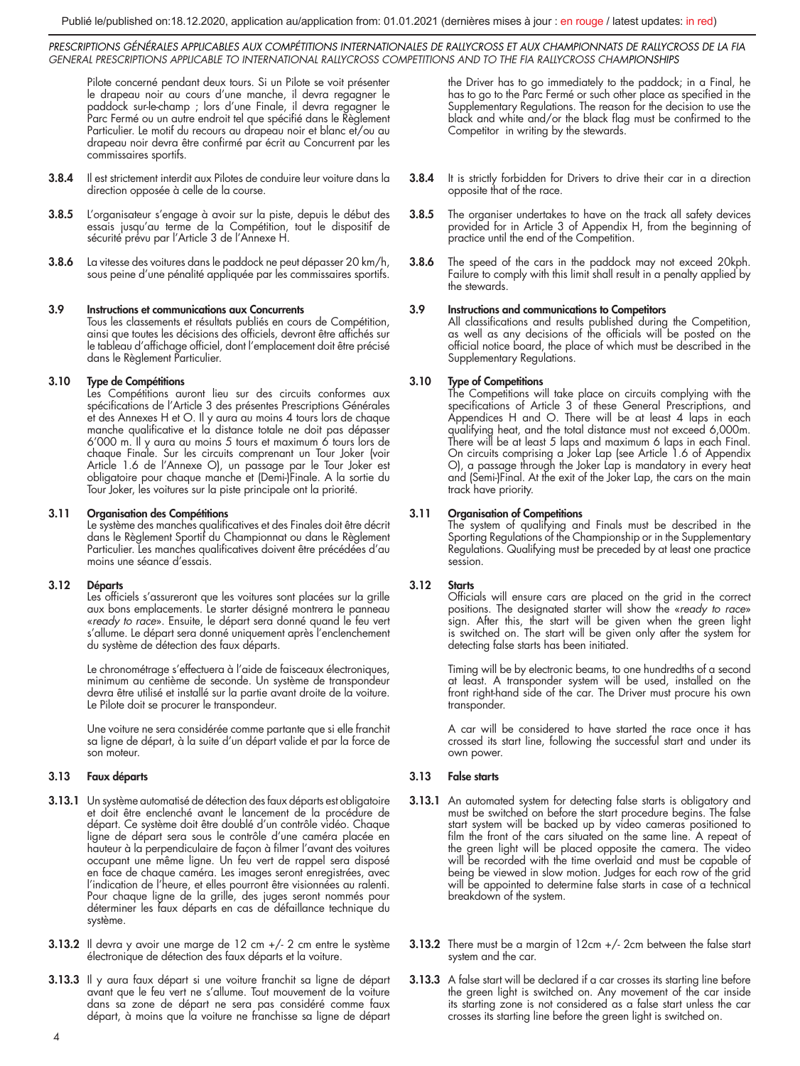Pilote concerné pendant deux tours. Si un Pilote se voit présenter le drapeau noir au cours d'une manche, il devra regagner le paddock sur-le-champ ; lors d'une Finale, il devra regagner le Parc Fermé ou un autre endroit tel que spécifié dans le Règlement Particulier. Le motif du recours au drapeau noir et blanc et/ou au drapeau noir devra être confirmé par écrit au Concurrent par les commissaires sportifs.

**3.8.4** Il est strictement interdit aux Pilotes de conduire leur voiture dans la direction opposée à celle de la course.

**3.8.5** L'organisateur s'engage à avoir sur la piste, depuis le début des essais jusqu'au terme de la Compétition, tout le dispositif de sécurité prévu par l'Article 3 de l'Annexe H.

**3.8.6** La vitesse des voitures dans le paddock ne peut dépasser 20 km/h, sous peine d'une pénalité appliquée par les commissaires sportifs.

### 3.9 Instructions et communications aux Concurrents

Tous les classements et résultats publiés en cours de Compétition, ainsi que toutes les décisions des officiels, devront être affichés sur le tableau d'affichage officiel, dont l'emplacement doit être précisé dans le Règlement Particulier.

### 3.10 Type de Compétitions

Les Compétitions auront lieu sur des circuits conformes aux spécifications de l'Article 3 des présentes Prescriptions Générales et des Annexes H et O. Il y aura au moins 4 tours lors de chaque manche qualificative et la distance totale ne doit pas dépasser 6'000 m. Il y aura au moins 5 tours et maximum 6 tours lors de chaque Finale. Sur les circuits comprenant un Tour Joker (voir Article 1.6 de l'Annexe O), un passage par le Tour Joker est obligatoire pour chaque manche et (Demi-)Finale. A la sortie du Tour Joker, les voitures sur la piste principale ont la priorité.

### 3.11 Organisation des Compétitions

Le système des manches qualificatives et des Finales doit être décrit dans le Règlement Sportif du Championnat ou dans le Règlement Particulier. Les manches qualificatives doivent être précédées d'au moins une séance d'essais.

### 3.12 Départs

Les officiels s'assureront que les voitures sont placées sur la grille aux bons emplacements. Le starter désigné montrera le panneau «*ready to race*». Ensuite, le départ sera donné quand le feu vert s'allume. Le départ sera donné uniquement après l'enclenchement du système de détection des faux départs.

Le chronométrage s'effectuera à l'aide de faisceaux électroniques, minimum au centième de seconde. Un système de transpondeur devra être utilisé et installé sur la partie avant droite de la voiture. Le Pilote doit se procurer le transpondeur.

Une voiture ne sera considérée comme partante que si elle franchit sa ligne de départ, à la suite d'un départ valide et par la force de son moteur.

### 3.13 Faux départs

**3.13.1** Un système automatisé de détection des faux départs est obligatoire et doit être enclenché avant le lancement de la procédure de départ. Ce système doit être doublé d'un contrôle vidéo. Chaque ligne de départ sera sous le contrôle d'une caméra placée en hauteur à la perpendiculaire de façon à filmer l'avant des voitures occupant une même ligne. Un feu vert de rappel sera disposé en face de chaque caméra. Les images seront enregistrées, avec l'indication de l'heure, et elles pourront être visionnées au ralenti. Pour chaque ligne de la grille, des juges seront nommés pour déterminer les faux départs en cas de défaillance technique du système.

**3.13.2** Il devra y avoir une marge de 12 cm +/- 2 cm entre le système électronique de détection des faux départs et la voiture.

**3.13.3** Il y aura faux départ si une voiture franchit sa ligne de départ avant que le feu vert ne s'allume. Tout mouvement de la voiture dans sa zone de départ ne sera pas considéré comme faux départ, à moins que la voiture ne franchisse sa ligne de départ

---

the Driver has to go immediately to the paddock; in a Final, he has to go to the Parc Fermé or such other place as specified in the Supplementary Regulations. The reason for the decision to use the black and white and/or the black flag must be confirmed to the Competitor in writing by the stewards.

**3.8.4** It is strictly forbidden for Drivers to drive their car in a direction opposite that of the race.

**3.8.5** The organiser undertakes to have on the track all safety devices provided for in Article 3 of Appendix H, from the beginning of practice until the end of the Competition.

**3.8.6** The speed of the cars in the paddock may not exceed 20kph. Failure to comply with this limit shall result in a penalty applied by the stewards.

### 3.9 Instructions and communications to Competitors

All classifications and results published during the Competition, as well as any decisions of the officials will be posted on the official notice board, the place of which must be described in the Supplementary Regulations.

### 3.10 Type of Competitions

The Competitions will take place on circuits complying with the specifications of Article 3 of these General Prescriptions, and Appendices H and O. There will be at least 4 laps in each qualifying heat, and the total distance must not exceed 6,000m. There will be at least 5 laps and maximum 6 laps in each Final. On circuits comprising a Joker Lap (see Article 1.6 of Appendix O), a passage through the Joker Lap is mandatory in every heat and (Semi-)Final. At the exit of the Joker Lap, the cars on the main track have priority.

### 3.11 Organisation of Competitions

The system of qualifying and Finals must be described in the Sporting Regulations of the Championship or in the Supplementary Regulations. Qualifying must be preceded by at least one practice session.

### 3.12 Starts

Officials will ensure cars are placed on the grid in the correct positions. The designated starter will show the «*ready to race*» sign. After this, the start will be given when the green light is switched on. The start will be given only after the system for detecting false starts has been initiated.

Timing will be by electronic beams, to one hundredths of a second at least. A transponder system will be used, installed on the front right-hand side of the car. The Driver must procure his own transponder.

A car will be considered to have started the race once it has crossed its start line, following the successful start and under its own power.

### 3.13 False starts

**3.13.1** An automated system for detecting false starts is obligatory and must be switched on before the start procedure begins. The false start system will be backed up by video cameras positioned to film the front of the cars situated on the same line. A repeat of the green light will be placed opposite the camera. The video will be recorded with the time overlaid and must be capable of being be viewed in slow motion. Judges for each row of the grid will be appointed to determine false starts in case of a technical breakdown of the system.

**3.13.2** There must be a margin of 12cm +/- 2cm between the false start system and the car.

**3.13.3** A false start will be declared if a car crosses its starting line before the green light is switched on. Any movement of the car inside its starting zone is not considered as a false start unless the car crosses its starting line before the green light is switched on.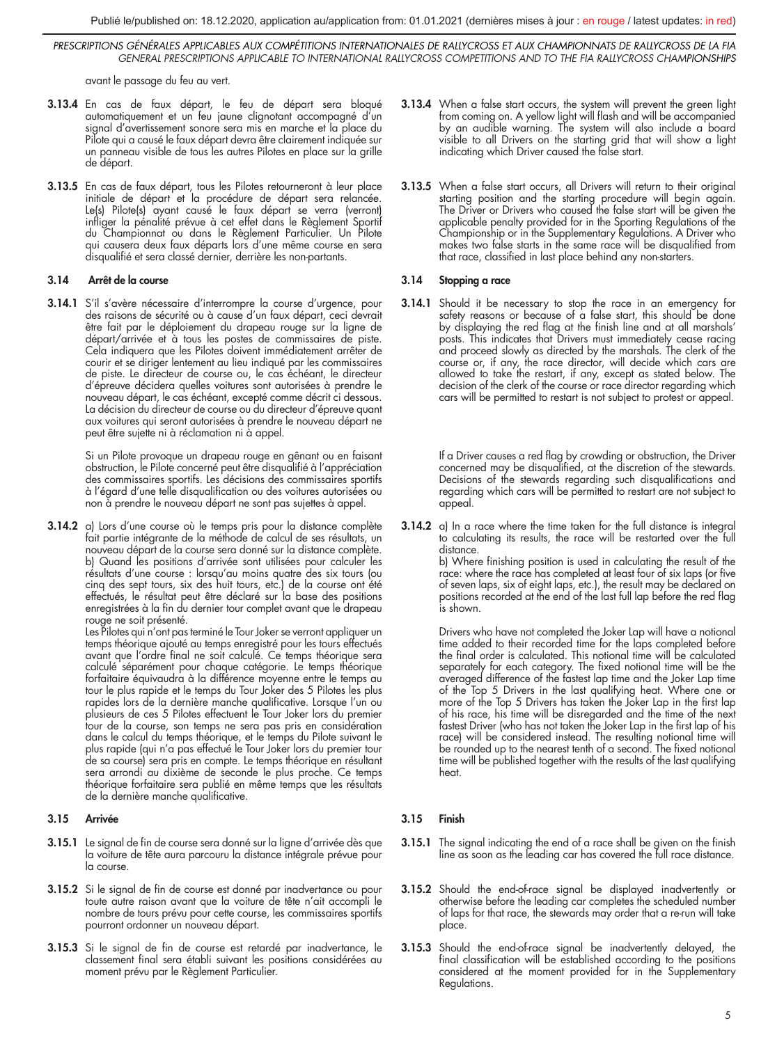avant le passage du feu au vert.

**3.13.4** En cas de faux départ, le feu de départ sera bloqué automatiquement et un feu jaune clignotant accompagné d'un signal d'avertissement sonore sera mis en marche et la place du Pilote qui a causé le faux départ devra être clairement indiquée sur un panneau visible de tous les autres Pilotes en place sur la grille de départ.

**3.13.5** En cas de faux départ, tous les Pilotes retourneront à leur place initiale de départ et la procédure de départ sera relancée. Le(s) Pilote(s) ayant causé le faux départ se verra (verront) infliger la pénalité prévue à cet effet dans le Règlement Sportif du Championnat ou dans le Règlement Particulier. Un Pilote qui causera deux faux départs lors d'une même course en sera disqualifié et sera classé dernier, derrière les non-partants.

### 3.14 Arrêt de la course

**3.14.1** S'il s'avère nécessaire d'interrompre la course d'urgence, pour des raisons de sécurité ou à cause d'un faux départ, ceci devrait être fait par le déploiement du drapeau rouge sur la ligne de départ/arrivée et à tous les postes de commissaires de piste. Cela indiquera que les Pilotes doivent immédiatement arrêter de courir et se diriger lentement au lieu indiqué par les commissaires de piste. Le directeur de course ou, le cas échéant, le directeur d'épreuve décidera quelles voitures sont autorisées à prendre le nouveau départ, le cas échéant, excepté comme décrit ci dessous. La décision du directeur de course ou du directeur d'épreuve quant aux voitures qui seront autorisées à prendre le nouveau départ ne peut être sujette ni à réclamation ni à appel.

Si un Pilote provoque un drapeau rouge en gênant ou en faisant obstruction, le Pilote concerné peut être disqualifié à l'appréciation des commissaires sportifs. Les décisions des commissaires sportifs à l'égard d'une telle disqualification ou des voitures autorisées ou non à prendre le nouveau départ ne sont pas sujettes à appel.

**3.14.2** a) Lors d'une course où le temps pris pour la distance complète fait partie intégrante de la méthode de calcul de ses résultats, un nouveau départ de la course sera donné sur la distance complète.
b) Quand les positions d'arrivée sont utilisées pour calculer les résultats d'une course : lorsqu'au moins quatre des six tours (ou cinq des sept tours, six des huit tours, etc.) de la course ont été effectués, le résultat peut être déclaré sur la base des positions enregistrées à la fin du dernier tour complet avant que le drapeau rouge ne soit présenté.
Les Pilotes qui n'ont pas terminé le Tour Joker se verront appliquer un temps théorique ajouté au temps enregistré pour les tours effectués avant que l'ordre final ne soit calculé. Ce temps théorique sera calculé séparément pour chaque catégorie. Le temps théorique forfaitaire équivaudra à la différence moyenne entre le temps au tour le plus rapide et le temps du Tour Joker des 5 Pilotes les plus rapides lors de la dernière manche qualificative. Lorsque l'un ou plusieurs de ces 5 Pilotes effectuent le Tour Joker lors du premier tour de la course, son temps ne sera pas pris en considération dans le calcul du temps théorique, et le temps du Pilote suivant le plus rapide (qui n'a pas effectué le Tour Joker lors du premier tour de sa course) sera pris en compte. Le temps théorique en résultant sera arrondi au dixième de seconde le plus proche. Ce temps théorique forfaitaire sera publié en même temps que les résultats de la dernière manche qualificative.

### 3.15 Arrivée

**3.15.1** Le signal de fin de course sera donné sur la ligne d'arrivée dès que la voiture de tête aura parcouru la distance intégrale prévue pour la course.

**3.15.2** Si le signal de fin de course est donné par inadvertance ou pour toute autre raison avant que la voiture de tête n'ait accompli le nombre de tours prévu pour cette course, les commissaires sportifs pourront ordonner un nouveau départ.

**3.15.3** Si le signal de fin de course est retardé par inadvertance, le classement final sera établi suivant les positions considérées au moment prévu par le Règlement Particulier.

---

before the green light.

**3.13.4** When a false start occurs, the system will prevent the green light from coming on. A yellow light will flash and will be accompanied by an audible warning. The system will also include a board visible to all Drivers on the starting grid that will show a light indicating which Driver caused the false start.

**3.13.5** When a false start occurs, all Drivers will return to their original starting position and the starting procedure will begin again. The Driver or Drivers who caused the false start will be given the applicable penalty provided for in the Sporting Regulations of the Championship or in the Supplementary Regulations. A Driver who makes two false starts in the same race will be disqualified from that race, classified in last place behind any non-starters.

### 3.14 Stopping a race

**3.14.1** Should it be necessary to stop the race in an emergency for safety reasons or because of a false start, this should be done by displaying the red flag at the finish line and at all marshals' posts. This indicates that Drivers must immediately cease racing and proceed slowly as directed by the marshals. The clerk of the course or, if any, the race director, will decide which cars are allowed to take the restart, if any, except as stated below. The decision of the clerk of the course or race director regarding which cars will be permitted to restart is not subject to protest or appeal.

If a Driver causes a red flag by crowding or obstruction, the Driver concerned may be disqualified, at the discretion of the stewards. Decisions of the stewards regarding such disqualifications and regarding which cars will be permitted to restart are not subject to appeal.

**3.14.2** a) In a race where the time taken for the full distance is integral to calculating its results, the race will be restarted over the full distance.
b) Where finishing position is used in calculating the result of the race: where the race has completed at least four of six laps (or five of seven laps, six of eight laps, etc.), the result may be declared on positions recorded at the end of the last full lap before the red flag is shown.

Drivers who have not completed the Joker Lap will have a notional time added to their recorded time for the laps completed before the final order is calculated. This notional time will be calculated separately for each category. The fixed notional time will be the averaged difference of the fastest lap time and the Joker Lap time of the Top 5 Drivers in the last qualifying heat. Where one or more of the Top 5 Drivers has taken the Joker Lap in the first lap of his race, his time will be disregarded and the time of the next fastest Driver (who has not taken the Joker Lap in the first lap of his race) will be considered instead. The resulting notional time will be rounded up to the nearest tenth of a second. The fixed notional time will be published together with the results of the last qualifying heat.

### 3.15 Finish

**3.15.1** The signal indicating the end of a race shall be given on the finish line as soon as the leading car has covered the full race distance.

**3.15.2** Should the end-of-race signal be displayed inadvertently or otherwise before the leading car completes the scheduled number of laps for that race, the stewards may order that a re-run will take place.

**3.15.3** Should the end-of-race signal be inadvertently delayed, the final classification will be established according to the positions considered at the moment provided for in the Supplementary Regulations.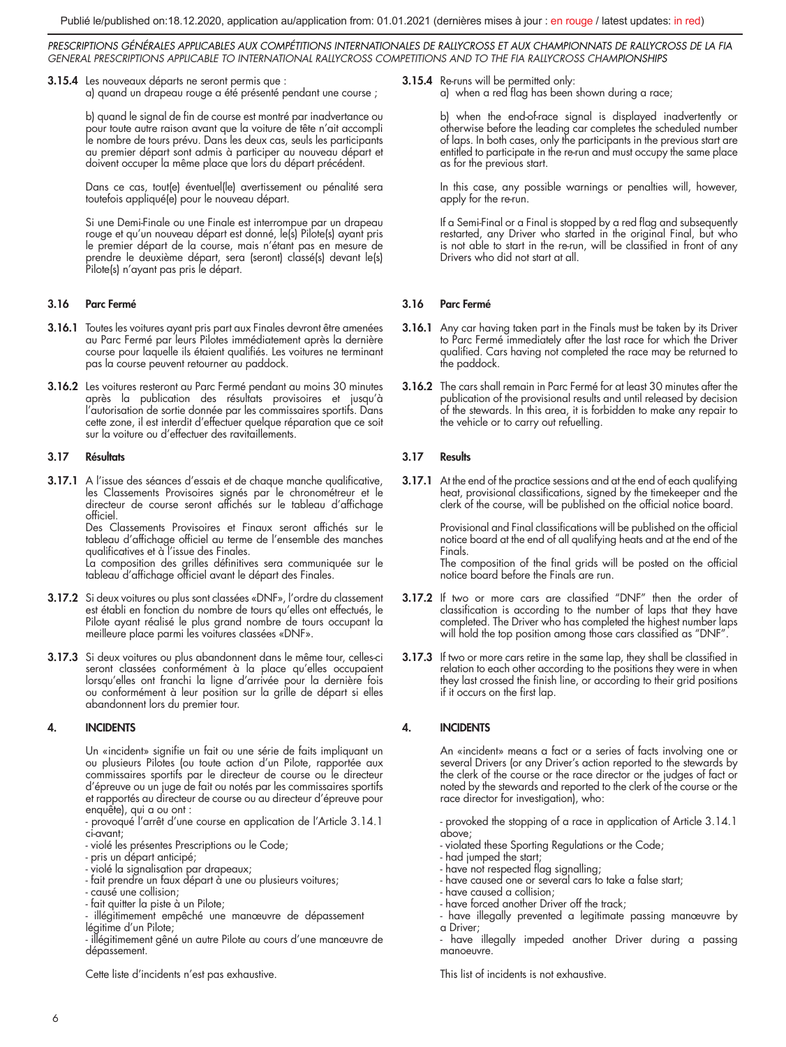**3.15.4** Les nouveaux départs ne seront permis que :
a) quand un drapeau rouge a été présenté pendant une course ;

b) quand le signal de fin de course est montré par inadvertance ou pour toute autre raison avant que la voiture de tête n'ait accompli le nombre de tours prévu. Dans les deux cas, seuls les participants au premier départ sont admis à participer au nouveau départ et doivent occuper la même place que lors du départ précédent.

Dans ce cas, tout(e) éventuel(le) avertissement ou pénalité sera toutefois appliqué(e) pour le nouveau départ.

Si une Demi-Finale ou une Finale est interrompue par un drapeau rouge et qu'un nouveau départ est donné, le(s) Pilote(s) ayant pris le premier départ de la course, mais n'étant pas en mesure de prendre le deuxième départ, sera (seront) classé(s) devant le(s) Pilote(s) n'ayant pas pris le départ.

### 3.16 Parc Fermé

**3.16.1** Toutes les voitures ayant pris part aux Finales devront être amenées au Parc Fermé par leurs Pilotes immédiatement après la dernière course pour laquelle ils étaient qualifiés. Les voitures ne terminant pas la course peuvent retourner au paddock.

**3.16.2** Les voitures resteront au Parc Fermé pendant au moins 30 minutes après la publication des résultats provisoires et jusqu'à l'autorisation de sortie donnée par les commissaires sportifs. Dans cette zone, il est interdit d'effectuer quelque réparation que ce soit sur la voiture ou d'effectuer des ravitaillements.

### 3.17 Résultats

**3.17.1** A l'issue des séances d'essais et de chaque manche qualificative, les Classements Provisoires signés par le chronométreur et le directeur de course seront affichés sur le tableau d'affichage officiel.
Des Classements Provisoires et Finaux seront affichés sur le tableau d'affichage officiel au terme de l'ensemble des manches qualificatives et à l'issue des Finales.
La composition des grilles définitives sera communiquée sur le tableau d'affichage officiel avant le départ des Finales.

**3.17.2** Si deux voitures ou plus sont classées «DNF», l'ordre du classement est établi en fonction du nombre de tours qu'elles ont effectués, le Pilote ayant réalisé le plus grand nombre de tours occupant la meilleure place parmi les voitures classées «DNF».

**3.17.3** Si deux voitures ou plus abandonnent dans le même tour, celles-ci seront classées conformément à la place qu'elles occupaient lorsqu'elles ont franchi la ligne d'arrivée pour la dernière fois ou conformément à leur position sur la grille de départ si elles abandonnent lors du premier tour.

## 4. INCIDENTS

Un «incident» signifie un fait ou une série de faits impliquant un ou plusieurs Pilotes (ou toute action d'un Pilote, rapportée aux commissaires sportifs par le directeur de course ou le directeur d'épreuve ou un juge de fait ou notés par les commissaires sportifs et rapportés au directeur de course ou au directeur d'épreuve pour enquête), qui a ou ont :

- provoqué l'arrêt d'une course en application de l'Article 3.14.1 ci-avant;
- violé les présentes Prescriptions ou le Code;
- pris un départ anticipé;
- violé la signalisation par drapeaux;
- fait prendre un faux départ à une ou plusieurs voitures;
- causé une collision;
- fait quitter la piste à un Pilote;
- illégitimement empêché une manœuvre de dépassement légitime d'un Pilote;
- illégitimement gêné un autre Pilote au cours d'une manœuvre de dépassement.

Cette liste d'incidents n'est pas exhaustive.

---

**3.15.4** Re-runs will be permitted only:
a) when a red flag has been shown during a race;

b) when the end-of-race signal is displayed inadvertently or otherwise before the leading car completes the scheduled number of laps. In both cases, only the participants in the previous start are entitled to participate in the re-run and must occupy the same place as for the previous start.

In this case, any possible warnings or penalties will, however, apply for the re-run.

If a Semi-Final or a Final is stopped by a red flag and subsequently restarted, any Driver who started in the original Final, but who is not able to start in the re-run, will be classified in front of any Drivers who did not start at all.

### 3.16 Parc Fermé

**3.16.1** Any car having taken part in the Finals must be taken by its Driver to Parc Fermé immediately after the last race for which the Driver qualified. Cars having not completed the race may be returned to the paddock.

**3.16.2** The cars shall remain in Parc Fermé for at least 30 minutes after the publication of the provisional results and until released by decision of the stewards. In this area, it is forbidden to make any repair to the vehicle or to carry out refuelling.

### 3.17 Results

**3.17.1** At the end of the practice sessions and at the end of each qualifying heat, provisional classifications, signed by the timekeeper and the clerk of the course, will be published on the official notice board.

Provisional and Final classifications will be published on the official notice board at the end of all qualifying heats and at the end of the Finals.
The composition of the final grids will be posted on the official notice board before the Finals are run.

**3.17.2** If two or more cars are classified "DNF" then the order of classification is according to the number of laps that they have completed. The Driver who has completed the highest number laps will hold the top position among those cars classified as "DNF".

**3.17.3** If two or more cars retire in the same lap, they shall be classified in relation to each other according to the positions they were in when they last crossed the finish line, or according to their grid positions if it occurs on the first lap.

## 4. INCIDENTS

An «incident» means a fact or a series of facts involving one or several Drivers (or any Driver's action reported to the stewards by the clerk of the course or the race director or the judges of fact or noted by the stewards and reported to the clerk of the course or the race director for investigation), who:

- provoked the stopping of a race in application of Article 3.14.1 above;
- violated these Sporting Regulations or the Code;
- had jumped the start;
- have not respected flag signalling;
- have caused one or several cars to take a false start;
- have caused a collision;
- have forced another Driver off the track;
- have illegally prevented a legitimate passing manœuvre by a Driver;
- have illegally impeded another Driver during a passing manoeuvre.

This list of incidents is not exhaustive.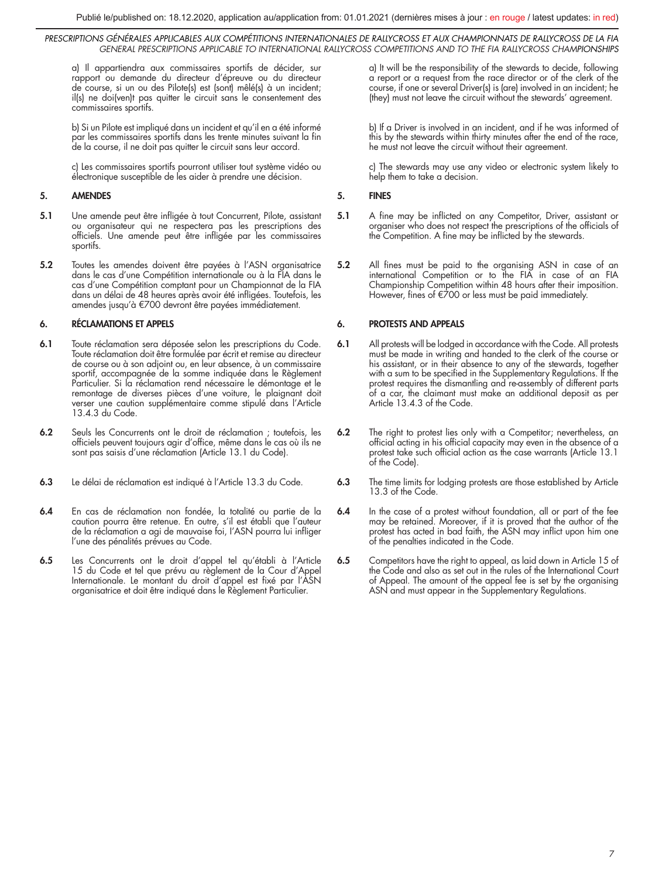a) Il appartiendra aux commissaires sportifs de décider, sur rapport ou demande du directeur d'épreuve ou du directeur de course, si un ou des Pilote(s) est (sont) mêlé(s) à un incident; il(s) ne doi(ven)t pas quitter le circuit sans le consentement des commissaires sportifs.

b) Si un Pilote est impliqué dans un incident et qu'il en a été informé par les commissaires sportifs dans les trente minutes suivant la fin de la course, il ne doit pas quitter le circuit sans leur accord.

c) Les commissaires sportifs pourront utiliser tout système vidéo ou électronique susceptible de les aider à prendre une décision.

## 5. AMENDES

**5.1** Une amende peut être infligée à tout Concurrent, Pilote, assistant ou organisateur qui ne respectera pas les prescriptions des officiels. Une amende peut être infligée par les commissaires sportifs.

**5.2** Toutes les amendes doivent être payées à l'ASN organisatrice dans le cas d'une Compétition internationale ou à la FIA dans le cas d'une Compétition comptant pour un Championnat de la FIA dans un délai de 48 heures après avoir été infligées. Toutefois, les amendes jusqu'à €700 devront être payées immédiatement.

## 6. RÉCLAMATIONS ET APPELS

**6.1** Toute réclamation sera déposée selon les prescriptions du Code. Toute réclamation doit être formulée par écrit et remise au directeur de course ou à son adjoint ou, en leur absence, à un commissaire sportif, accompagnée de la somme indiquée dans le Règlement Particulier. Si la réclamation rend nécessaire le démontage et le remontage de diverses pièces d'une voiture, le plaignant doit verser une caution supplémentaire comme stipulé dans l'Article 13.4.3 du Code.

**6.2** Seuls les Concurrents ont le droit de réclamation ; toutefois, les officiels peuvent toujours agir d'office, même dans le cas où ils ne sont pas saisis d'une réclamation (Article 13.1 du Code).

**6.3** Le délai de réclamation est indiqué à l'Article 13.3 du Code.

**6.4** En cas de réclamation non fondée, la totalité ou partie de la caution pourra être retenue. En outre, s'il est établi que l'auteur de la réclamation a agi de mauvaise foi, l'ASN pourra lui infliger l'une des pénalités prévues au Code.

**6.5** Les Concurrents ont le droit d'appel tel qu'établi à l'Article 15 du Code et tel que prévu au règlement de la Cour d'Appel Internationale. Le montant du droit d'appel est fixé par l'ASN organisatrice et doit être indiqué dans le Règlement Particulier.

---

a) It will be the responsibility of the stewards to decide, following a report or a request from the race director or of the clerk of the course, if one or several Driver(s) is (are) involved in an incident; he (they) must not leave the circuit without the stewards' agreement.

b) If a Driver is involved in an incident, and if he was informed of this by the stewards within thirty minutes after the end of the race, he must not leave the circuit without their agreement.

c) The stewards may use any video or electronic system likely to help them to take a decision.

## 5. FINES

**5.1** A fine may be inflicted on any Competitor, Driver, assistant or organiser who does not respect the prescriptions of the officials of the Competition. A fine may be inflicted by the stewards.

**5.2** All fines must be paid to the organising ASN in case of an international Competition or to the FIA in case of an FIA Championship Competition within 48 hours after their imposition. However, fines of €700 or less must be paid immediately.

## 6. PROTESTS AND APPEALS

**6.1** All protests will be lodged in accordance with the Code. All protests must be made in writing and handed to the clerk of the course or his assistant, or in their absence to any of the stewards, together with a sum to be specified in the Supplementary Regulations. If the protest requires the dismantling and re-assembly of different parts of a car, the claimant must make an additional deposit as per Article 13.4.3 of the Code.

**6.2** The right to protest lies only with a Competitor; nevertheless, an official acting in his official capacity may even in the absence of a protest take such official action as the case warrants (Article 13.1 of the Code).

**6.3** The time limits for lodging protests are those established by Article 13.3 of the Code.

**6.4** In the case of a protest without foundation, all or part of the fee may be retained. Moreover, if it is proved that the author of the protest has acted in bad faith, the ASN may inflict upon him one of the penalties indicated in the Code.

**6.5** Competitors have the right to appeal, as laid down in Article 15 of the Code and also as set out in the rules of the International Court of Appeal. The amount of the appeal fee is set by the organising ASN and must appear in the Supplementary Regulations.